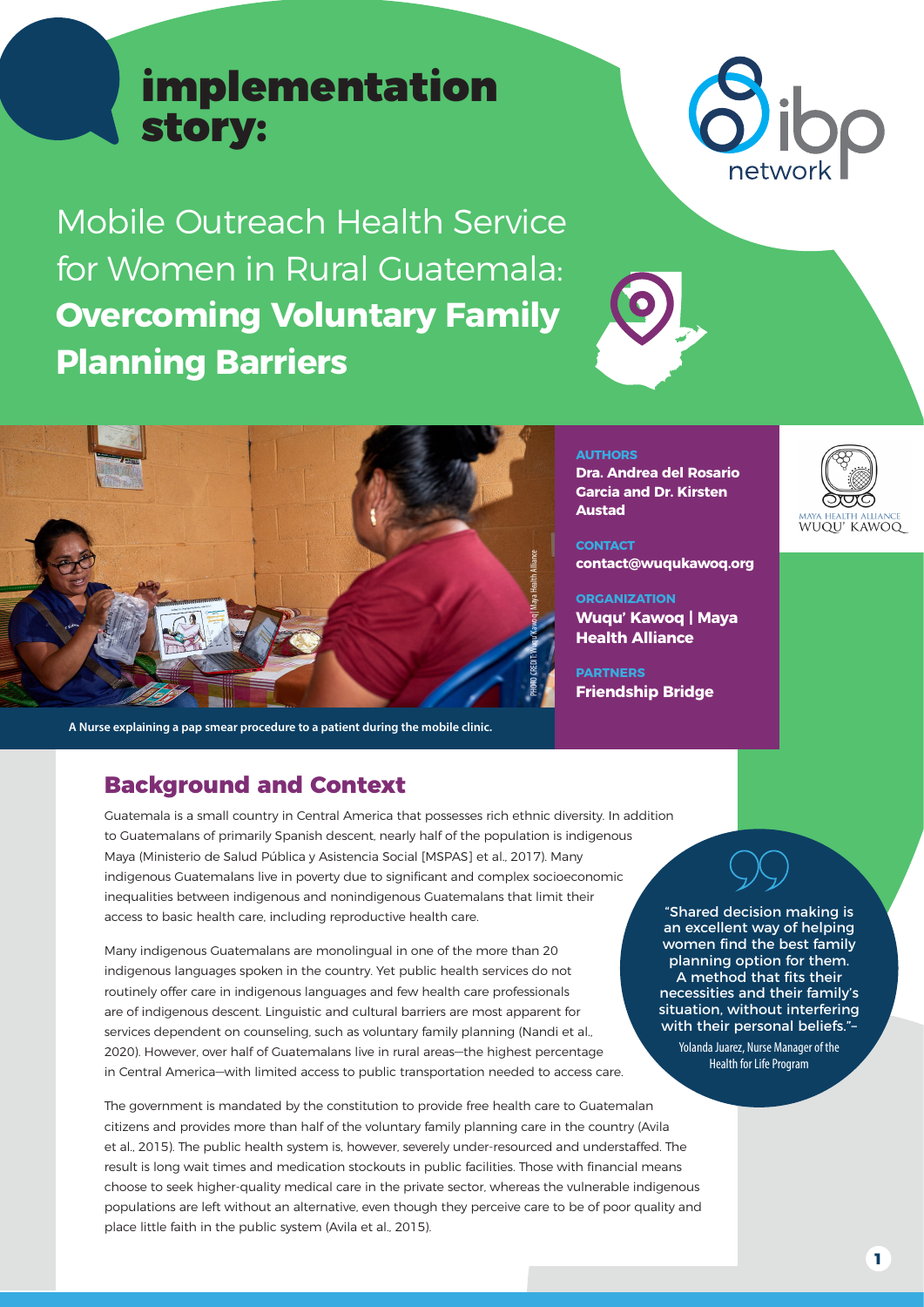# implementation story:

# Mobile Outreach Health Service for Women in Rural Guatemala: **Overcoming Voluntary Family Planning Barriers**

A Nurse explaining a pap smear procedure to a patient during the mobile clinic.

**AUTHORS**
**Dra. Andrea del Rosario Garcia and Dr. Kirsten Austad**

**CONTACT**
**contact@wuqukawoq.org**

**ORGANIZATION**
**Wuqu' Kawoq | Maya Health Alliance**

**PARTNERS**
**Friendship Bridge**

## Background and Context

Guatemala is a small country in Central America that possesses rich ethnic diversity. In addition to Guatemalans of primarily Spanish descent, nearly half of the population is indigenous Maya (Ministerio de Salud Pública y Asistencia Social [MSPAS] et al., 2017). Many indigenous Guatemalans live in poverty due to significant and complex socioeconomic inequalities between indigenous and nonindigenous Guatemalans that limit their access to basic health care, including reproductive health care.

Many indigenous Guatemalans are monolingual in one of the more than 20 indigenous languages spoken in the country. Yet public health services do not routinely offer care in indigenous languages and few health care professionals are of indigenous descent. Linguistic and cultural barriers are most apparent for services dependent on counseling, such as voluntary family planning (Nandi et al., 2020). However, over half of Guatemalans live in rural areas—the highest percentage in Central America—with limited access to public transportation needed to access care.

> "Shared decision making is an excellent way of helping women find the best family planning option for them. A method that fits their necessities and their family's situation, without interfering with their personal beliefs."–
> Yolanda Juarez, Nurse Manager of the Health for Life Program

The government is mandated by the constitution to provide free health care to Guatemalan citizens and provides more than half of the voluntary family planning care in the country (Avila et al., 2015). The public health system is, however, severely under-resourced and understaffed. The result is long wait times and medication stockouts in public facilities. Those with financial means choose to seek higher-quality medical care in the private sector, whereas the vulnerable indigenous populations are left without an alternative, even though they perceive care to be of poor quality and place little faith in the public system (Avila et al., 2015).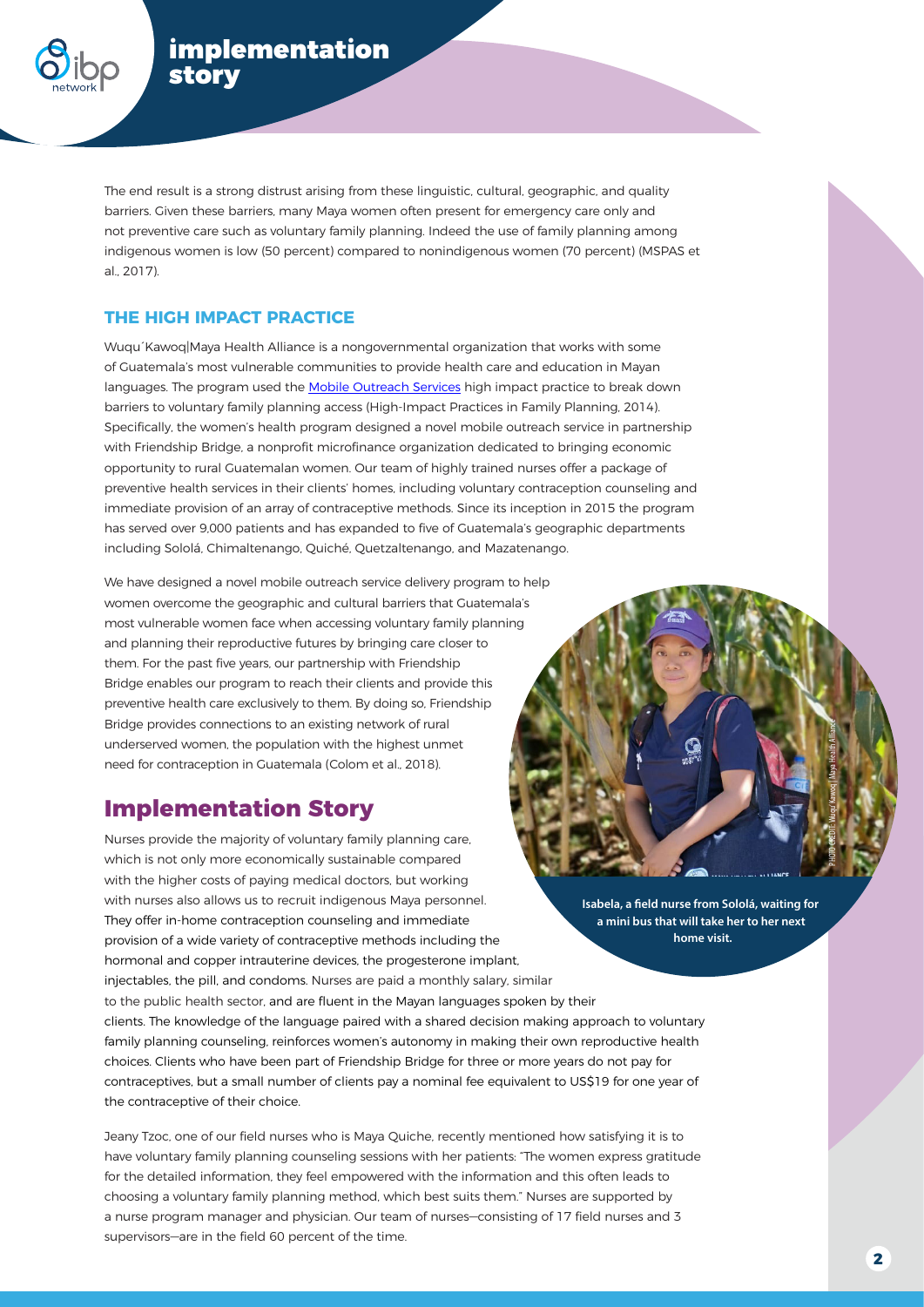The end result is a strong distrust arising from these linguistic, cultural, geographic, and quality barriers. Given these barriers, many Maya women often present for emergency care only and not preventive care such as voluntary family planning. Indeed the use of family planning among indigenous women is low (50 percent) compared to nonindigenous women (70 percent) (MSPAS et al., 2017).

### THE HIGH IMPACT PRACTICE

Wuqu´Kawoq|Maya Health Alliance is a nongovernmental organization that works with some of Guatemala's most vulnerable communities to provide health care and education in Mayan languages. The program used the Mobile Outreach Services high impact practice to break down barriers to voluntary family planning access (High-Impact Practices in Family Planning, 2014). Specifically, the women's health program designed a novel mobile outreach service in partnership with Friendship Bridge, a nonprofit microfinance organization dedicated to bringing economic opportunity to rural Guatemalan women. Our team of highly trained nurses offer a package of preventive health services in their clients' homes, including voluntary contraception counseling and immediate provision of an array of contraceptive methods. Since its inception in 2015 the program has served over 9,000 patients and has expanded to five of Guatemala's geographic departments including Sololá, Chimaltenango, Quiché, Quetzaltenango, and Mazatenango.

We have designed a novel mobile outreach service delivery program to help women overcome the geographic and cultural barriers that Guatemala's most vulnerable women face when accessing voluntary family planning and planning their reproductive futures by bringing care closer to them. For the past five years, our partnership with Friendship Bridge enables our program to reach their clients and provide this preventive health care exclusively to them. By doing so, Friendship Bridge provides connections to an existing network of rural underserved women, the population with the highest unmet need for contraception in Guatemala (Colom et al., 2018).

## Implementation Story

Nurses provide the majority of voluntary family planning care, which is not only more economically sustainable compared with the higher costs of paying medical doctors, but working with nurses also allows us to recruit indigenous Maya personnel. They offer in-home contraception counseling and immediate provision of a wide variety of contraceptive methods including the hormonal and copper intrauterine devices, the progesterone implant, injectables, the pill, and condoms. Nurses are paid a monthly salary, similar to the public health sector, and are fluent in the Mayan languages spoken by their clients. The knowledge of the language paired with a shared decision making approach to voluntary family planning counseling, reinforces women's autonomy in making their own reproductive health choices. Clients who have been part of Friendship Bridge for three or more years do not pay for contraceptives, but a small number of clients pay a nominal fee equivalent to US$19 for one year of the contraceptive of their choice.

Isabela, a field nurse from Sololá, waiting for a mini bus that will take her to her next home visit.

Jeany Tzoc, one of our field nurses who is Maya Quiche, recently mentioned how satisfying it is to have voluntary family planning counseling sessions with her patients: "The women express gratitude for the detailed information, they feel empowered with the information and this often leads to choosing a voluntary family planning method, which best suits them." Nurses are supported by a nurse program manager and physician. Our team of nurses—consisting of 17 field nurses and 3 supervisors—are in the field 60 percent of the time.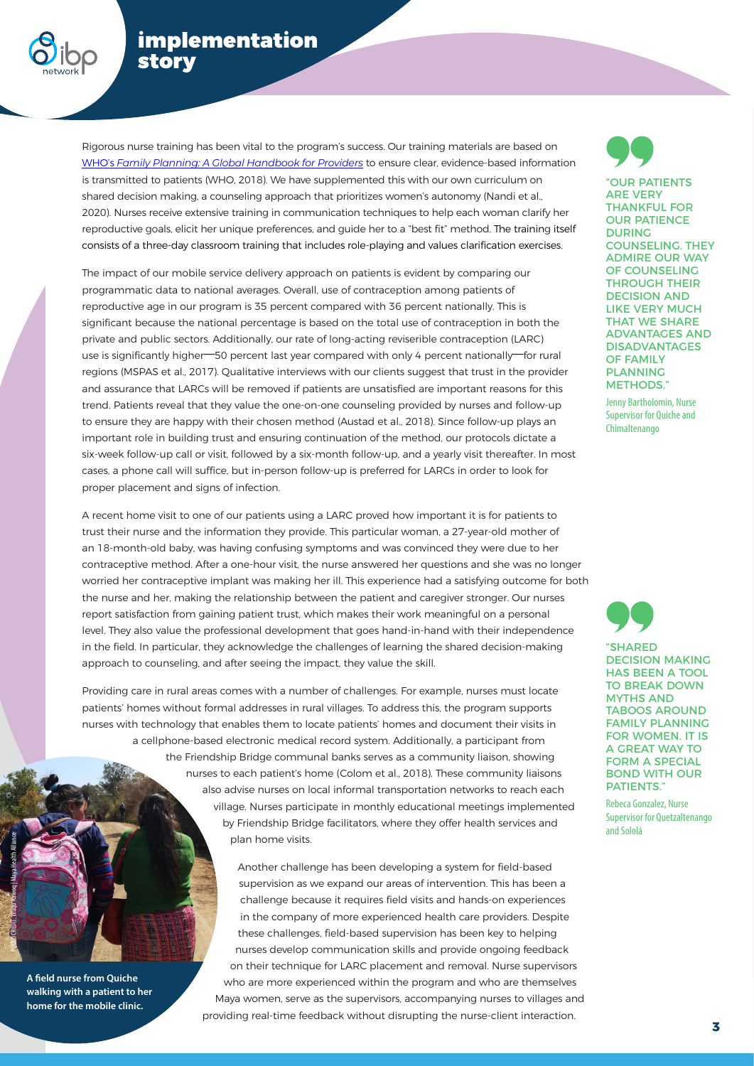Rigorous nurse training has been vital to the program's success. Our training materials are based on [WHO's *Family Planning: A Global Handbook for Providers*] to ensure clear, evidence-based information is transmitted to patients (WHO, 2018). We have supplemented this with our own curriculum on shared decision making, a counseling approach that prioritizes women's autonomy (Nandi et al., 2020). Nurses receive extensive training in communication techniques to help each woman clarify her reproductive goals, elicit her unique preferences, and guide her to a "best fit" method. The training itself consists of a three-day classroom training that includes role-playing and values clarification exercises.

The impact of our mobile service delivery approach on patients is evident by comparing our programmatic data to national averages. Overall, use of contraception among patients of reproductive age in our program is 35 percent compared with 36 percent nationally. This is significant because the national percentage is based on the total use of contraception in both the private and public sectors. Additionally, our rate of long-acting reviserible contraception (LARC) use is significantly higher—50 percent last year compared with only 4 percent nationally—for rural regions (MSPAS et al., 2017). Qualitative interviews with our clients suggest that trust in the provider and assurance that LARCs will be removed if patients are unsatisfied are important reasons for this trend. Patients reveal that they value the one-on-one counseling provided by nurses and follow-up to ensure they are happy with their chosen method (Austad et al., 2018). Since follow-up plays an important role in building trust and ensuring continuation of the method, our protocols dictate a six-week follow-up call or visit, followed by a six-month follow-up, and a yearly visit thereafter. In most cases, a phone call will suffice, but in-person follow-up is preferred for LARCs in order to look for proper placement and signs of infection.

> "OUR PATIENTS ARE VERY THANKFUL FOR OUR PATIENCE DURING COUNSELING. THEY ADMIRE OUR WAY OF COUNSELING THROUGH THEIR DECISION AND LIKE VERY MUCH THAT WE SHARE ADVANTAGES AND DISADVANTAGES OF FAMILY PLANNING METHODS."
>
> Jenny Bartholomin, Nurse Supervisor for Quiche and Chimaltenango

A recent home visit to one of our patients using a LARC proved how important it is for patients to trust their nurse and the information they provide. This particular woman, a 27-year-old mother of an 18-month-old baby, was having confusing symptoms and was convinced they were due to her contraceptive method. After a one-hour visit, the nurse answered her questions and she was no longer worried her contraceptive implant was making her ill. This experience had a satisfying outcome for both the nurse and her, making the relationship between the patient and caregiver stronger. Our nurses report satisfaction from gaining patient trust, which makes their work meaningful on a personal level. They also value the professional development that goes hand-in-hand with their independence in the field. In particular, they acknowledge the challenges of learning the shared decision-making approach to counseling, and after seeing the impact, they value the skill.

> "SHARED DECISION MAKING HAS BEEN A TOOL TO BREAK DOWN MYTHS AND TABOOS AROUND FAMILY PLANNING FOR WOMEN. IT IS A GREAT WAY TO FORM A SPECIAL BOND WITH OUR PATIENTS."
>
> Rebeca Gonzalez, Nurse Supervisor for Quetzaltenango and Sololá

Providing care in rural areas comes with a number of challenges. For example, nurses must locate patients' homes without formal addresses in rural villages. To address this, the program supports nurses with technology that enables them to locate patients' homes and document their visits in a cellphone-based electronic medical record system. Additionally, a participant from the Friendship Bridge communal banks serves as a community liaison, showing nurses to each patient's home (Colom et al., 2018). These community liaisons also advise nurses on local informal transportation networks to reach each village. Nurses participate in monthly educational meetings implemented by Friendship Bridge facilitators, where they offer health services and plan home visits.

Another challenge has been developing a system for field-based supervision as we expand our areas of intervention. This has been a challenge because it requires field visits and hands-on experiences in the company of more experienced health care providers. Despite these challenges, field-based supervision has been key to helping nurses develop communication skills and provide ongoing feedback on their technique for LARC placement and removal. Nurse supervisors who are more experienced within the program and who are themselves Maya women, serve as the supervisors, accompanying nurses to villages and providing real-time feedback without disrupting the nurse-client interaction.

A field nurse from Quiche walking with a patient to her home for the mobile clinic.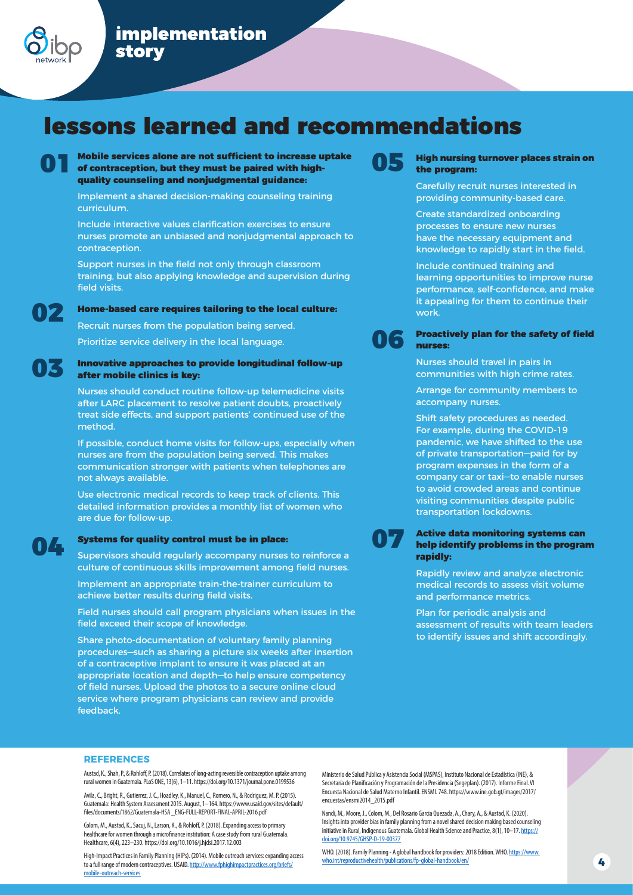# lessons learned and recommendations

## 01 Mobile services alone are not sufficient to increase uptake of contraception, but they must be paired with high-quality counseling and nonjudgmental guidance:

Implement a shared decision-making counseling training curriculum.

Include interactive values clarification exercises to ensure nurses promote an unbiased and nonjudgmental approach to contraception.

Support nurses in the field not only through classroom training, but also applying knowledge and supervision during field visits.

## 02 Home-based care requires tailoring to the local culture:

Recruit nurses from the population being served.

Prioritize service delivery in the local language.

## 03 Innovative approaches to provide longitudinal follow-up after mobile clinics is key:

Nurses should conduct routine follow-up telemedicine visits after LARC placement to resolve patient doubts, proactively treat side effects, and support patients' continued use of the method.

If possible, conduct home visits for follow-ups, especially when nurses are from the population being served. This makes communication stronger with patients when telephones are not always available.

Use electronic medical records to keep track of clients. This detailed information provides a monthly list of women who are due for follow-up.

## 04 Systems for quality control must be in place:

Supervisors should regularly accompany nurses to reinforce a culture of continuous skills improvement among field nurses.

Implement an appropriate train-the-trainer curriculum to achieve better results during field visits.

Field nurses should call program physicians when issues in the field exceed their scope of knowledge.

Share photo-documentation of voluntary family planning procedures—such as sharing a picture six weeks after insertion of a contraceptive implant to ensure it was placed at an appropriate location and depth—to help ensure competency of field nurses. Upload the photos to a secure online cloud service where program physicians can review and provide feedback.

## 05 High nursing turnover places strain on the program:

Carefully recruit nurses interested in providing community-based care.

Create standardized onboarding processes to ensure new nurses have the necessary equipment and knowledge to rapidly start in the field.

Include continued training and learning opportunities to improve nurse performance, self-confidence, and make it appealing for them to continue their work.

## 06 Proactively plan for the safety of field nurses:

Nurses should travel in pairs in communities with high crime rates.

Arrange for community members to accompany nurses.

Shift safety procedures as needed. For example, during the COVID-19 pandemic, we have shifted to the use of private transportation—paid for by program expenses in the form of a company car or taxi—to enable nurses to avoid crowded areas and continue visiting communities despite public transportation lockdowns.

## 07 Active data monitoring systems can help identify problems in the program rapidly:

Rapidly review and analyze electronic medical records to assess visit volume and performance metrics.

Plan for periodic analysis and assessment of results with team leaders to identify issues and shift accordingly.

### REFERENCES

Austad, K., Shah, P., & Rohloff, P. (2018). Correlates of long-acting reversible contraception uptake among rural women in Guatemala. PLoS ONE, 13(6), 1–11. https://doi.org/10.1371/journal.pone.0199536

Avila, C., Bright, R., Gutierrez, J. C., Hoadley, K., Manuel, C., Romero, N., & Rodriguez, M. P. (2015). Guatemala: Health System Assessment 2015. August, 1–164. https://www.usaid.gov/sites/default/files/documents/1862/Guatemala-HSA _ENG-FULL-REPORT-FINAL-APRIL-2016.pdf

Colom, M., Austad, K., Sacuj, N., Larson, K., & Rohloff, P. (2018). Expanding access to primary healthcare for women through a microfinance institution: A case study from rural Guatemala. Healthcare, 6(4), 223–230. https://doi.org/10.1016/j.hjdsi.2017.12.003

High-Impact Practices in Family Planning (HIPs). (2014). Mobile outreach services: expanding access to a full range of modern contraceptives. USAID. http://www.fphighimpactpractices.org/briefs/mobile-outreach-services

Ministerio de Salud Pública y Asistencia Social (MSPAS), Instituto Nacional de Estadística (INE), & Secretaría de Planificación y Programación de la Presidencia (Segeplan). (2017). Informe Final. VI Encuesta Nacional de Salud Materno Infantil. ENSMI. 748. https://www.ine.gob.gt/images/2017/encuestas/ensmi2014_2015.pdf

Nandi, M., Moore, J., Colom, M., Del Rosario Garcia Quezada, A., Chary, A., & Austad, K. (2020). Insights into provider bias in family planning from a novel shared decision making based counseling initiative in Rural, Indigenous Guatemala. Global Health Science and Practice, 8(1), 10–17. https://doi.org/10.9745/GHSP-D-19-00377

WHO. (2018). Family Planning - A global handbook for providers: 2018 Edition. WHO. https://www.who.int/reproductivehealth/publications/fp-global-handbook/en/